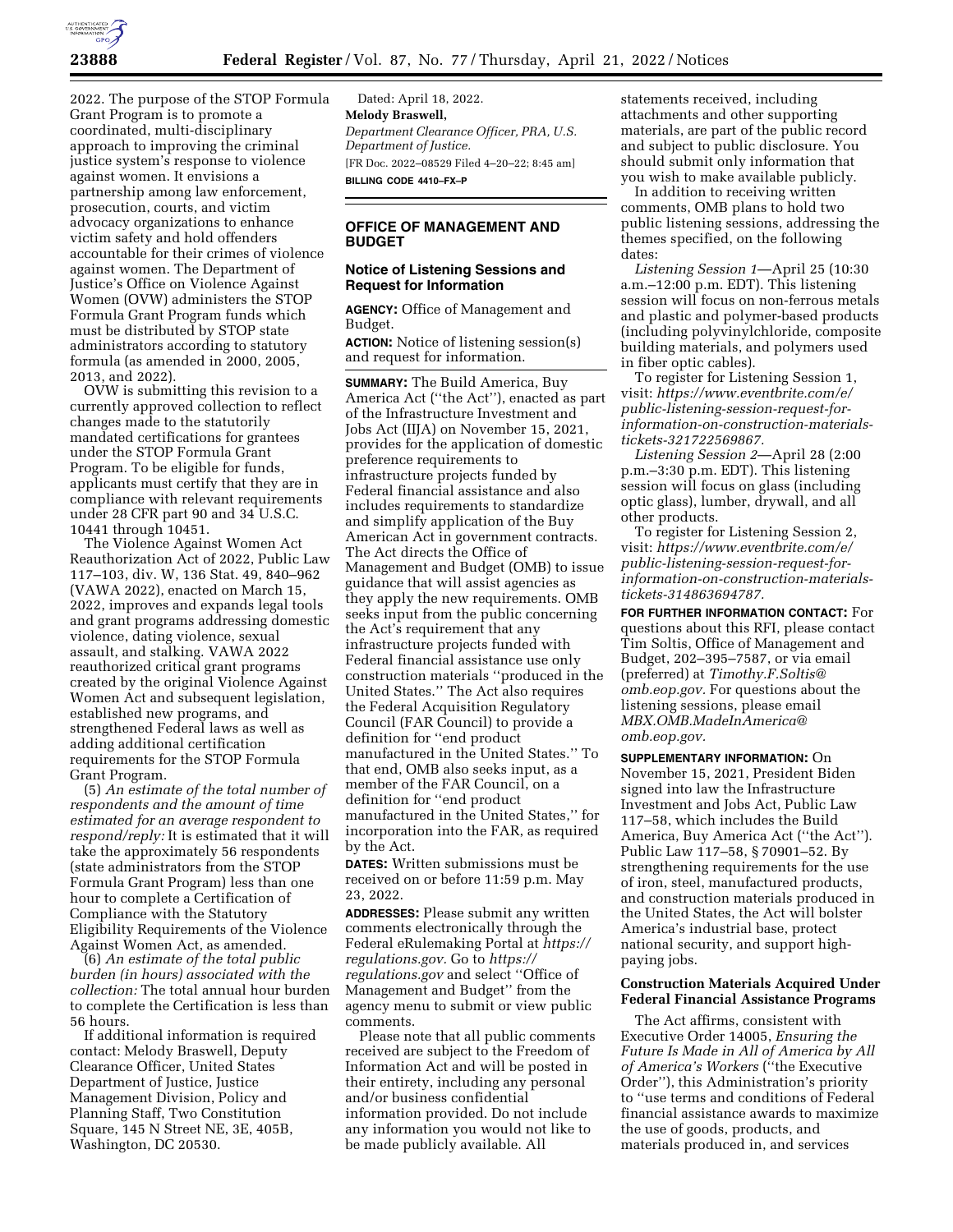2022. The purpose of the STOP Formula Grant Program is to promote a coordinated, multi-disciplinary approach to improving the criminal justice system's response to violence against women. It envisions a partnership among law enforcement, prosecution, courts, and victim advocacy organizations to enhance victim safety and hold offenders accountable for their crimes of violence against women. The Department of Justice's Office on Violence Against Women (OVW) administers the STOP Formula Grant Program funds which must be distributed by STOP state administrators according to statutory formula (as amended in 2000, 2005, 2013, and 2022).

OVW is submitting this revision to a currently approved collection to reflect changes made to the statutorily mandated certifications for grantees under the STOP Formula Grant Program. To be eligible for funds, applicants must certify that they are in compliance with relevant requirements under 28 CFR part 90 and 34 U.S.C. 10441 through 10451.

The Violence Against Women Act Reauthorization Act of 2022, Public Law 117–103, div. W, 136 Stat. 49, 840–962 (VAWA 2022), enacted on March 15, 2022, improves and expands legal tools and grant programs addressing domestic violence, dating violence, sexual assault, and stalking. VAWA 2022 reauthorized critical grant programs created by the original Violence Against Women Act and subsequent legislation, established new programs, and strengthened Federal laws as well as adding additional certification requirements for the STOP Formula Grant Program.

(5) *An estimate of the total number of respondents and the amount of time estimated for an average respondent to respond/reply:* It is estimated that it will take the approximately 56 respondents (state administrators from the STOP Formula Grant Program) less than one hour to complete a Certification of Compliance with the Statutory Eligibility Requirements of the Violence Against Women Act, as amended.

(6) *An estimate of the total public burden (in hours) associated with the collection:* The total annual hour burden to complete the Certification is less than 56 hours.

If additional information is required contact: Melody Braswell, Deputy Clearance Officer, United States Department of Justice, Justice Management Division, Policy and Planning Staff, Two Constitution Square, 145 N Street NE, 3E, 405B, Washington, DC 20530.

Dated: April 18, 2022.

**Melody Braswell,**

*Department Clearance Officer, PRA, U.S. Department of Justice.*

[FR Doc. 2022–08529 Filed 4–20–22; 8:45 am]

**BILLING CODE 4410–FX–P**

## OFFICE OF MANAGEMENT AND BUDGET

### Notice of Listening Sessions and Request for Information

**AGENCY:** Office of Management and Budget.

**ACTION:** Notice of listening session(s) and request for information.

**SUMMARY:** The Build America, Buy America Act ("the Act"), enacted as part of the Infrastructure Investment and Jobs Act (IIJA) on November 15, 2021, provides for the application of domestic preference requirements to infrastructure projects funded by Federal financial assistance and also includes requirements to standardize and simplify application of the Buy American Act in government contracts. The Act directs the Office of Management and Budget (OMB) to issue guidance that will assist agencies as they apply the new requirements. OMB seeks input from the public concerning the Act's requirement that any infrastructure projects funded with Federal financial assistance use only construction materials "produced in the United States." The Act also requires the Federal Acquisition Regulatory Council (FAR Council) to provide a definition for "end product manufactured in the United States." To that end, OMB also seeks input, as a member of the FAR Council, on a definition for "end product manufactured in the United States," for incorporation into the FAR, as required by the Act.

**DATES:** Written submissions must be received on or before 11:59 p.m. May 23, 2022.

**ADDRESSES:** Please submit any written comments electronically through the Federal eRulemaking Portal at *https://regulations.gov.* Go to *https://regulations.gov* and select "Office of Management and Budget" from the agency menu to submit or view public comments.

Please note that all public comments received are subject to the Freedom of Information Act and will be posted in their entirety, including any personal and/or business confidential information provided. Do not include any information you would not like to be made publicly available. All statements received, including attachments and other supporting materials, are part of the public record and subject to public disclosure. You should submit only information that you wish to make available publicly.

In addition to receiving written comments, OMB plans to hold two public listening sessions, addressing the themes specified, on the following dates:

*Listening Session 1*—April 25 (10:30 a.m.–12:00 p.m. EDT). This listening session will focus on non-ferrous metals and plastic and polymer-based products (including polyvinylchloride, composite building materials, and polymers used in fiber optic cables).

To register for Listening Session 1, visit: *https://www.eventbrite.com/e/public-listening-session-request-for-information-on-construction-materials-tickets-321722569867.*

*Listening Session 2*—April 28 (2:00 p.m.–3:30 p.m. EDT). This listening session will focus on glass (including optic glass), lumber, drywall, and all other products.

To register for Listening Session 2, visit: *https://www.eventbrite.com/e/public-listening-session-request-for-information-on-construction-materials-tickets-314863694787.*

**FOR FURTHER INFORMATION CONTACT:** For questions about this RFI, please contact Tim Soltis, Office of Management and Budget, 202–395–7587, or via email (preferred) at *Timothy.F.Soltis@omb.eop.gov.* For questions about the listening sessions, please email *MBX.OMB.MadeInAmerica@omb.eop.gov.*

**SUPPLEMENTARY INFORMATION:** On November 15, 2021, President Biden signed into law the Infrastructure Investment and Jobs Act, Public Law 117–58, which includes the Build America, Buy America Act ("the Act"). Public Law 117–58, § 70901–52. By strengthening requirements for the use of iron, steel, manufactured products, and construction materials produced in the United States, the Act will bolster America's industrial base, protect national security, and support high-paying jobs.

### Construction Materials Acquired Under Federal Financial Assistance Programs

The Act affirms, consistent with Executive Order 14005, *Ensuring the Future Is Made in All of America by All of America's Workers* ("the Executive Order"), this Administration's priority to "use terms and conditions of Federal financial assistance awards to maximize the use of goods, products, and materials produced in, and services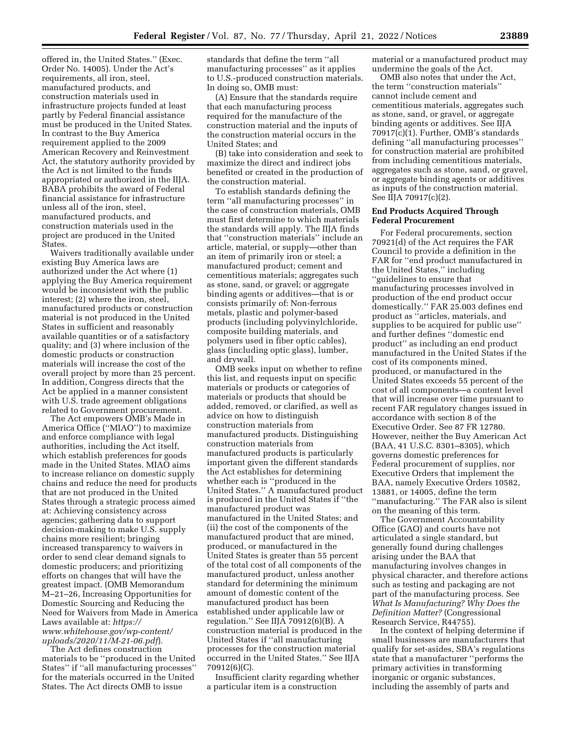offered in, the United States.'' (Exec. Order No. 14005). Under the Act's requirements, all iron, steel, manufactured products, and construction materials used in infrastructure projects funded at least partly by Federal financial assistance must be produced in the United States. In contrast to the Buy America requirement applied to the 2009 American Recovery and Reinvestment Act, the statutory authority provided by the Act is not limited to the funds appropriated or authorized in the IIJA. BABA prohibits the award of Federal financial assistance for infrastructure unless all of the iron, steel, manufactured products, and construction materials used in the project are produced in the United States.

Waivers traditionally available under existing Buy America laws are authorized under the Act where (1) applying the Buy America requirement would be inconsistent with the public interest; (2) where the iron, steel, manufactured products or construction material is not produced in the United States in sufficient and reasonably available quantities or of a satisfactory quality; and (3) where inclusion of the domestic products or construction materials will increase the cost of the overall project by more than 25 percent. In addition, Congress directs that the Act be applied in a manner consistent with U.S. trade agreement obligations related to Government procurement.

The Act empowers OMB's Made in America Office (''MIAO'') to maximize and enforce compliance with legal authorities, including the Act itself, which establish preferences for goods made in the United States. MIAO aims to increase reliance on domestic supply chains and reduce the need for products that are not produced in the United States through a strategic process aimed at: Achieving consistency across agencies; gathering data to support decision-making to make U.S. supply chains more resilient; bringing increased transparency to waivers in order to send clear demand signals to domestic producers; and prioritizing efforts on changes that will have the greatest impact. (OMB Memorandum M–21–26, Increasing Opportunities for Domestic Sourcing and Reducing the Need for Waivers from Made in America Laws available at: *https://www.whitehouse.gov/wp-content/uploads/2020/11/M-21-06.pdf*).

The Act defines construction materials to be ''produced in the United States'' if ''all manufacturing processes'' for the materials occurred in the United States. The Act directs OMB to issue standards that define the term ''all manufacturing processes'' as it applies to U.S.-produced construction materials. In doing so, OMB must:

(A) Ensure that the standards require that each manufacturing process required for the manufacture of the construction material and the inputs of the construction material occurs in the United States; and

(B) take into consideration and seek to maximize the direct and indirect jobs benefited or created in the production of the construction material.

To establish standards defining the term ''all manufacturing processes'' in the case of construction materials, OMB must first determine to which materials the standards will apply. The IIJA finds that ''construction materials'' include an article, material, or supply—other than an item of primarily iron or steel; a manufactured product; cement and cementitious materials; aggregates such as stone, sand, or gravel; or aggregate binding agents or additives—that is or consists primarily of: Non-ferrous metals, plastic and polymer-based products (including polyvinylchloride, composite building materials, and polymers used in fiber optic cables), glass (including optic glass), lumber, and drywall.

OMB seeks input on whether to refine this list, and requests input on specific materials or products or categories of materials or products that should be added, removed, or clarified, as well as advice on how to distinguish construction materials from manufactured products. Distinguishing construction materials from manufactured products is particularly important given the different standards the Act establishes for determining whether each is ''produced in the United States.'' A manufactured product is produced in the United States if ''the manufactured product was manufactured in the United States; and (ii) the cost of the components of the manufactured product that are mined, produced, or manufactured in the United States is greater than 55 percent of the total cost of all components of the manufactured product, unless another standard for determining the minimum amount of domestic content of the manufactured product has been established under applicable law or regulation.'' See IIJA 70912(6)(B). A construction material is produced in the United States if ''all manufacturing processes for the construction material occurred in the United States.'' See IIJA 70912(6)(C).

Insufficient clarity regarding whether a particular item is a construction material or a manufactured product may undermine the goals of the Act.

OMB also notes that under the Act, the term ''construction materials'' cannot include cement and cementitious materials, aggregates such as stone, sand, or gravel, or aggregate binding agents or additives. See IIJA 70917(c)(1). Further, OMB's standards defining ''all manufacturing processes'' for construction material are prohibited from including cementitious materials, aggregates such as stone, sand, or gravel, or aggregate binding agents or additives as inputs of the construction material. See IIJA 70917(c)(2).

## End Products Acquired Through Federal Procurement

For Federal procurements, section 70921(d) of the Act requires the FAR Council to provide a definition in the FAR for ''end product manufactured in the United States,'' including ''guidelines to ensure that manufacturing processes involved in production of the end product occur domestically.'' FAR 25.003 defines end product as ''articles, materials, and supplies to be acquired for public use'' and further defines ''domestic end product'' as including an end product manufactured in the United States if the cost of its components mined, produced, or manufactured in the United States exceeds 55 percent of the cost of all components—a content level that will increase over time pursuant to recent FAR regulatory changes issued in accordance with section 8 of the Executive Order. See 87 FR 12780. However, neither the Buy American Act (BAA, 41 U.S.C. 8301–8305), which governs domestic preferences for Federal procurement of supplies, nor Executive Orders that implement the BAA, namely Executive Orders 10582, 13881, or 14005, define the term ''manufacturing.'' The FAR also is silent on the meaning of this term.

The Government Accountability Office (GAO) and courts have not articulated a single standard, but generally found during challenges arising under the BAA that manufacturing involves changes in physical character, and therefore actions such as testing and packaging are not part of the manufacturing process. See *What Is Manufacturing? Why Does the Definition Matter?* (Congressional Research Service, R44755).

In the context of helping determine if small businesses are manufacturers that qualify for set-asides, SBA's regulations state that a manufacturer ''performs the primary activities in transforming inorganic or organic substances, including the assembly of parts and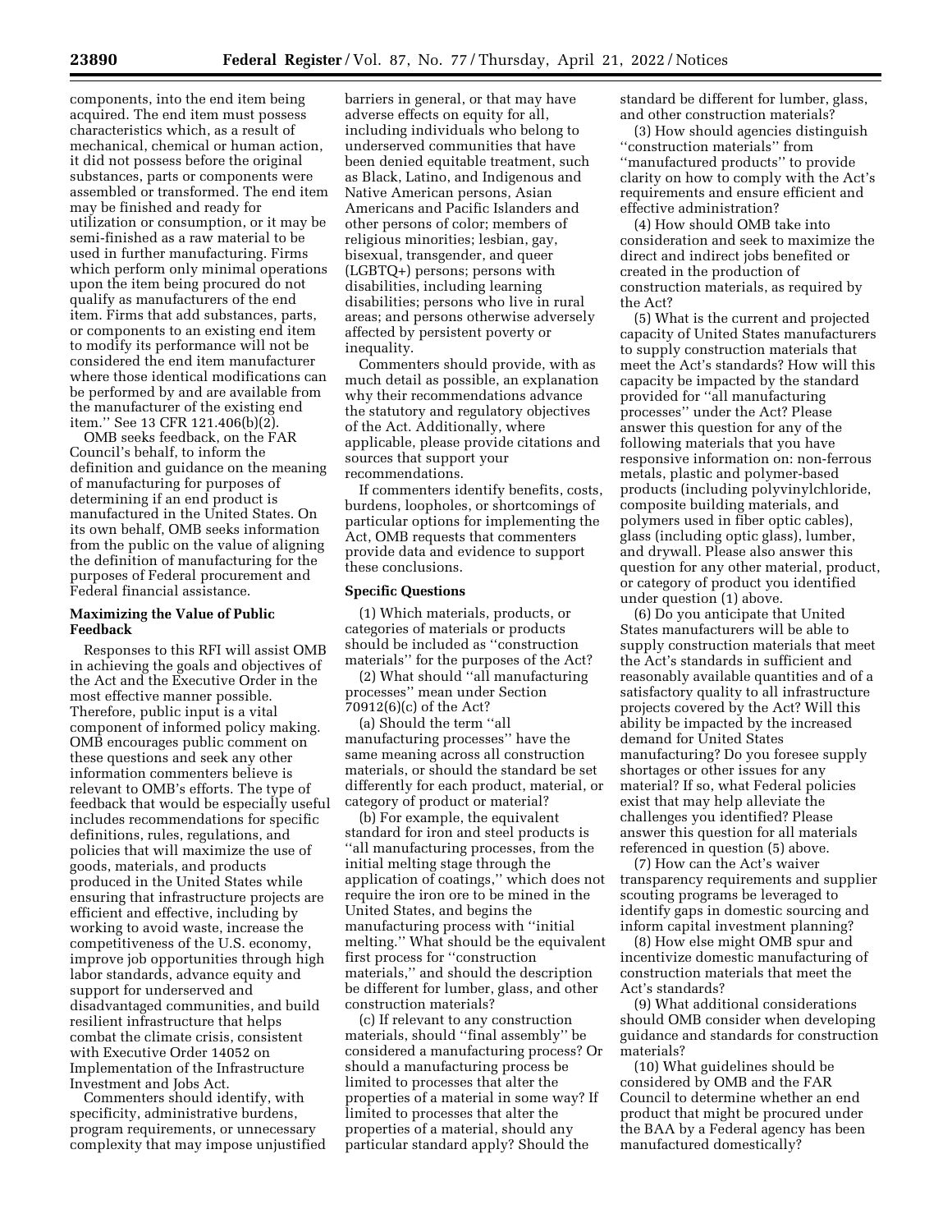components, into the end item being acquired. The end item must possess characteristics which, as a result of mechanical, chemical or human action, it did not possess before the original substances, parts or components were assembled or transformed. The end item may be finished and ready for utilization or consumption, or it may be semi-finished as a raw material to be used in further manufacturing. Firms which perform only minimal operations upon the item being procured do not qualify as manufacturers of the end item. Firms that add substances, parts, or components to an existing end item to modify its performance will not be considered the end item manufacturer where those identical modifications can be performed by and are available from the manufacturer of the existing end item.'' See 13 CFR 121.406(b)(2).

OMB seeks feedback, on the FAR Council's behalf, to inform the definition and guidance on the meaning of manufacturing for purposes of determining if an end product is manufactured in the United States. On its own behalf, OMB seeks information from the public on the value of aligning the definition of manufacturing for the purposes of Federal procurement and Federal financial assistance.

## Maximizing the Value of Public Feedback

Responses to this RFI will assist OMB in achieving the goals and objectives of the Act and the Executive Order in the most effective manner possible. Therefore, public input is a vital component of informed policy making. OMB encourages public comment on these questions and seek any other information commenters believe is relevant to OMB's efforts. The type of feedback that would be especially useful includes recommendations for specific definitions, rules, regulations, and policies that will maximize the use of goods, materials, and products produced in the United States while ensuring that infrastructure projects are efficient and effective, including by working to avoid waste, increase the competitiveness of the U.S. economy, improve job opportunities through high labor standards, advance equity and support for underserved and disadvantaged communities, and build resilient infrastructure that helps combat the climate crisis, consistent with Executive Order 14052 on Implementation of the Infrastructure Investment and Jobs Act.

Commenters should identify, with specificity, administrative burdens, program requirements, or unnecessary complexity that may impose unjustified barriers in general, or that may have adverse effects on equity for all, including individuals who belong to underserved communities that have been denied equitable treatment, such as Black, Latino, and Indigenous and Native American persons, Asian Americans and Pacific Islanders and other persons of color; members of religious minorities; lesbian, gay, bisexual, transgender, and queer (LGBTQ+) persons; persons with disabilities, including learning disabilities; persons who live in rural areas; and persons otherwise adversely affected by persistent poverty or inequality.

Commenters should provide, with as much detail as possible, an explanation why their recommendations advance the statutory and regulatory objectives of the Act. Additionally, where applicable, please provide citations and sources that support your recommendations.

If commenters identify benefits, costs, burdens, loopholes, or shortcomings of particular options for implementing the Act, OMB requests that commenters provide data and evidence to support these conclusions.

## Specific Questions

(1) Which materials, products, or categories of materials or products should be included as ''construction materials'' for the purposes of the Act?

(2) What should ''all manufacturing processes'' mean under Section 70912(6)(c) of the Act?

(a) Should the term ''all manufacturing processes'' have the same meaning across all construction materials, or should the standard be set differently for each product, material, or category of product or material?

(b) For example, the equivalent standard for iron and steel products is ''all manufacturing processes, from the initial melting stage through the application of coatings,'' which does not require the iron ore to be mined in the United States, and begins the manufacturing process with ''initial melting.'' What should be the equivalent first process for ''construction materials,'' and should the description be different for lumber, glass, and other construction materials?

(c) If relevant to any construction materials, should ''final assembly'' be considered a manufacturing process? Or should a manufacturing process be limited to processes that alter the properties of a material in some way? If limited to processes that alter the properties of a material, should any particular standard apply? Should the standard be different for lumber, glass, and other construction materials?

(3) How should agencies distinguish ''construction materials'' from ''manufactured products'' to provide clarity on how to comply with the Act's requirements and ensure efficient and effective administration?

(4) How should OMB take into consideration and seek to maximize the direct and indirect jobs benefited or created in the production of construction materials, as required by the Act?

(5) What is the current and projected capacity of United States manufacturers to supply construction materials that meet the Act's standards? How will this capacity be impacted by the standard provided for ''all manufacturing processes'' under the Act? Please answer this question for any of the following materials that you have responsive information on: non-ferrous metals, plastic and polymer-based products (including polyvinylchloride, composite building materials, and polymers used in fiber optic cables), glass (including optic glass), lumber, and drywall. Please also answer this question for any other material, product, or category of product you identified under question (1) above.

(6) Do you anticipate that United States manufacturers will be able to supply construction materials that meet the Act's standards in sufficient and reasonably available quantities and of a satisfactory quality to all infrastructure projects covered by the Act? Will this ability be impacted by the increased demand for United States manufacturing? Do you foresee supply shortages or other issues for any material? If so, what Federal policies exist that may help alleviate the challenges you identified? Please answer this question for all materials referenced in question (5) above.

(7) How can the Act's waiver transparency requirements and supplier scouting programs be leveraged to identify gaps in domestic sourcing and inform capital investment planning?

(8) How else might OMB spur and incentivize domestic manufacturing of construction materials that meet the Act's standards?

(9) What additional considerations should OMB consider when developing guidance and standards for construction materials?

(10) What guidelines should be considered by OMB and the FAR Council to determine whether an end product that might be procured under the BAA by a Federal agency has been manufactured domestically?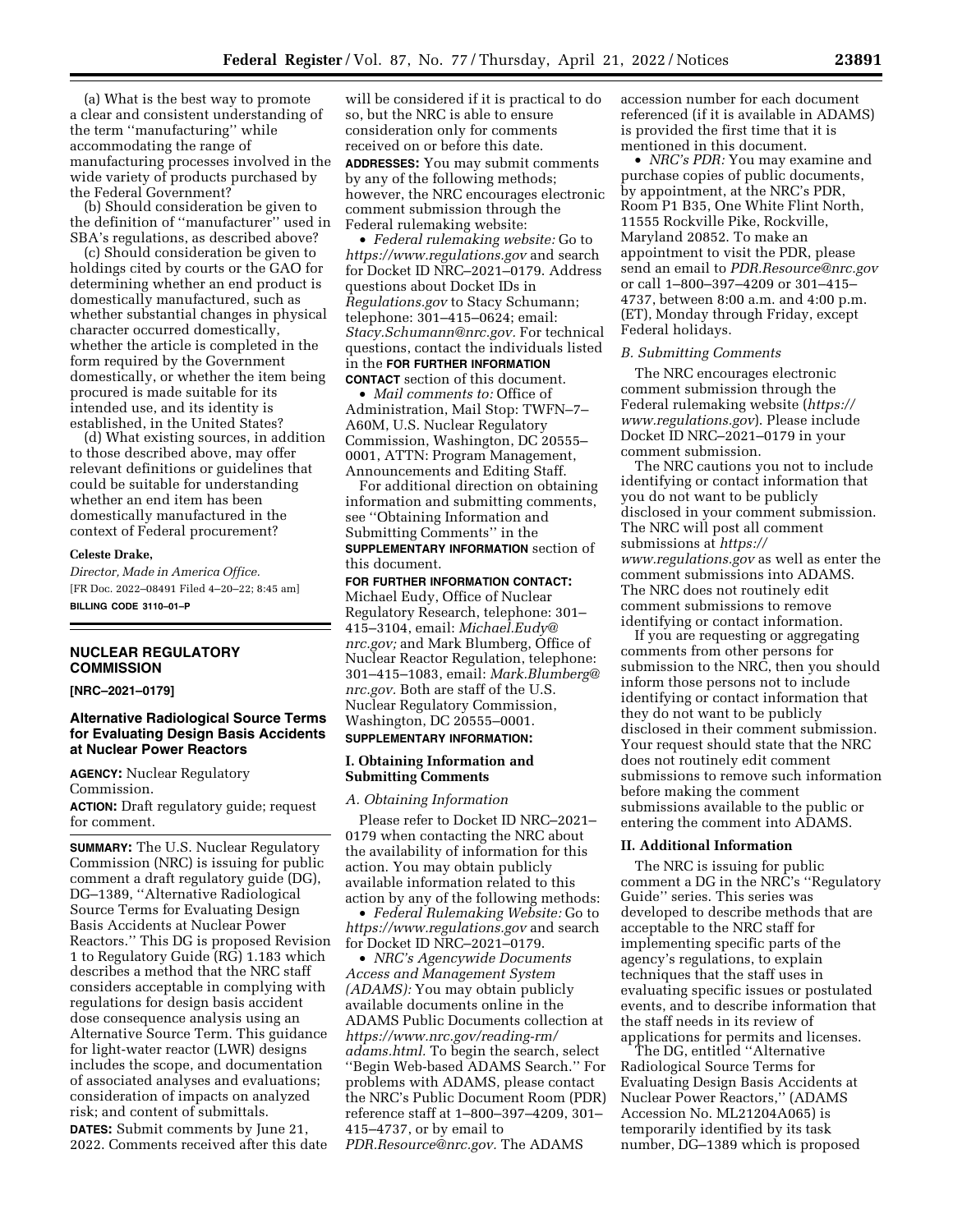(a) What is the best way to promote a clear and consistent understanding of the term ''manufacturing'' while accommodating the range of manufacturing processes involved in the wide variety of products purchased by the Federal Government?

(b) Should consideration be given to the definition of ''manufacturer'' used in SBA's regulations, as described above?

(c) Should consideration be given to holdings cited by courts or the GAO for determining whether an end product is domestically manufactured, such as whether substantial changes in physical character occurred domestically, whether the article is completed in the form required by the Government domestically, or whether the item being procured is made suitable for its intended use, and its identity is established, in the United States?

(d) What existing sources, in addition to those described above, may offer relevant definitions or guidelines that could be suitable for understanding whether an end item has been domestically manufactured in the context of Federal procurement?

**Celeste Drake,**

*Director, Made in America Office.*

[FR Doc. 2022–08491 Filed 4–20–22; 8:45 am]

**BILLING CODE 3110–01–P**

---

## NUCLEAR REGULATORY COMMISSION

**[NRC–2021–0179]**

### Alternative Radiological Source Terms for Evaluating Design Basis Accidents at Nuclear Power Reactors

**AGENCY:** Nuclear Regulatory Commission.

**ACTION:** Draft regulatory guide; request for comment.

**SUMMARY:** The U.S. Nuclear Regulatory Commission (NRC) is issuing for public comment a draft regulatory guide (DG), DG–1389, ''Alternative Radiological Source Terms for Evaluating Design Basis Accidents at Nuclear Power Reactors.'' This DG is proposed Revision 1 to Regulatory Guide (RG) 1.183 which describes a method that the NRC staff considers acceptable in complying with regulations for design basis accident dose consequence analysis using an Alternative Source Term. This guidance for light-water reactor (LWR) designs includes the scope, and documentation of associated analyses and evaluations; consideration of impacts on analyzed risk; and content of submittals.

**DATES:** Submit comments by June 21, 2022. Comments received after this date will be considered if it is practical to do so, but the NRC is able to ensure consideration only for comments received on or before this date.

**ADDRESSES:** You may submit comments by any of the following methods; however, the NRC encourages electronic comment submission through the Federal rulemaking website:

- *Federal rulemaking website:* Go to *https://www.regulations.gov* and search for Docket ID NRC–2021–0179. Address questions about Docket IDs in *Regulations.gov* to Stacy Schumann; telephone: 301–415–0624; email: *Stacy.Schumann@nrc.gov.* For technical questions, contact the individuals listed in the **FOR FURTHER INFORMATION CONTACT** section of this document.
- *Mail comments to:* Office of Administration, Mail Stop: TWFN–7–A60M, U.S. Nuclear Regulatory Commission, Washington, DC 20555–0001, ATTN: Program Management, Announcements and Editing Staff.

For additional direction on obtaining information and submitting comments, see ''Obtaining Information and Submitting Comments'' in the **SUPPLEMENTARY INFORMATION** section of this document.

**FOR FURTHER INFORMATION CONTACT:** Michael Eudy, Office of Nuclear Regulatory Research, telephone: 301–415–3104, email: *Michael.Eudy@nrc.gov;* and Mark Blumberg, Office of Nuclear Reactor Regulation, telephone: 301–415–1083, email: *Mark.Blumberg@nrc.gov.* Both are staff of the U.S. Nuclear Regulatory Commission, Washington, DC 20555–0001.

**SUPPLEMENTARY INFORMATION:**

#### I. Obtaining Information and Submitting Comments

*A. Obtaining Information*

Please refer to Docket ID NRC–2021–0179 when contacting the NRC about the availability of information for this action. You may obtain publicly available information related to this action by any of the following methods:

- *Federal Rulemaking Website:* Go to *https://www.regulations.gov* and search for Docket ID NRC–2021–0179.
- *NRC's Agencywide Documents Access and Management System (ADAMS):* You may obtain publicly available documents online in the ADAMS Public Documents collection at *https://www.nrc.gov/reading-rm/adams.html.* To begin the search, select ''Begin Web-based ADAMS Search.'' For problems with ADAMS, please contact the NRC's Public Document Room (PDR) reference staff at 1–800–397–4209, 301–415–4737, or by email to *PDR.Resource@nrc.gov.* The ADAMS accession number for each document referenced (if it is available in ADAMS) is provided the first time that it is mentioned in this document.
- *NRC's PDR:* You may examine and purchase copies of public documents, by appointment, at the NRC's PDR, Room P1 B35, One White Flint North, 11555 Rockville Pike, Rockville, Maryland 20852. To make an appointment to visit the PDR, please send an email to *PDR.Resource@nrc.gov* or call 1–800–397–4209 or 301–415–4737, between 8:00 a.m. and 4:00 p.m. (ET), Monday through Friday, except Federal holidays.

*B. Submitting Comments*

The NRC encourages electronic comment submission through the Federal rulemaking website (*https://www.regulations.gov*). Please include Docket ID NRC–2021–0179 in your comment submission.

The NRC cautions you not to include identifying or contact information that you do not want to be publicly disclosed in your comment submission. The NRC will post all comment submissions at *https://www.regulations.gov* as well as enter the comment submissions into ADAMS. The NRC does not routinely edit comment submissions to remove identifying or contact information.

If you are requesting or aggregating comments from other persons for submission to the NRC, then you should inform those persons not to include identifying or contact information that they do not want to be publicly disclosed in their comment submission. Your request should state that the NRC does not routinely edit comment submissions to remove such information before making the comment submissions available to the public or entering the comment into ADAMS.

#### II. Additional Information

The NRC is issuing for public comment a DG in the NRC's ''Regulatory Guide'' series. This series was developed to describe methods that are acceptable to the NRC staff for implementing specific parts of the agency's regulations, to explain techniques that the staff uses in evaluating specific issues or postulated events, and to describe information that the staff needs in its review of applications for permits and licenses.

The DG, entitled ''Alternative Radiological Source Terms for Evaluating Design Basis Accidents at Nuclear Power Reactors,'' (ADAMS Accession No. ML21204A065) is temporarily identified by its task number, DG–1389 which is proposed